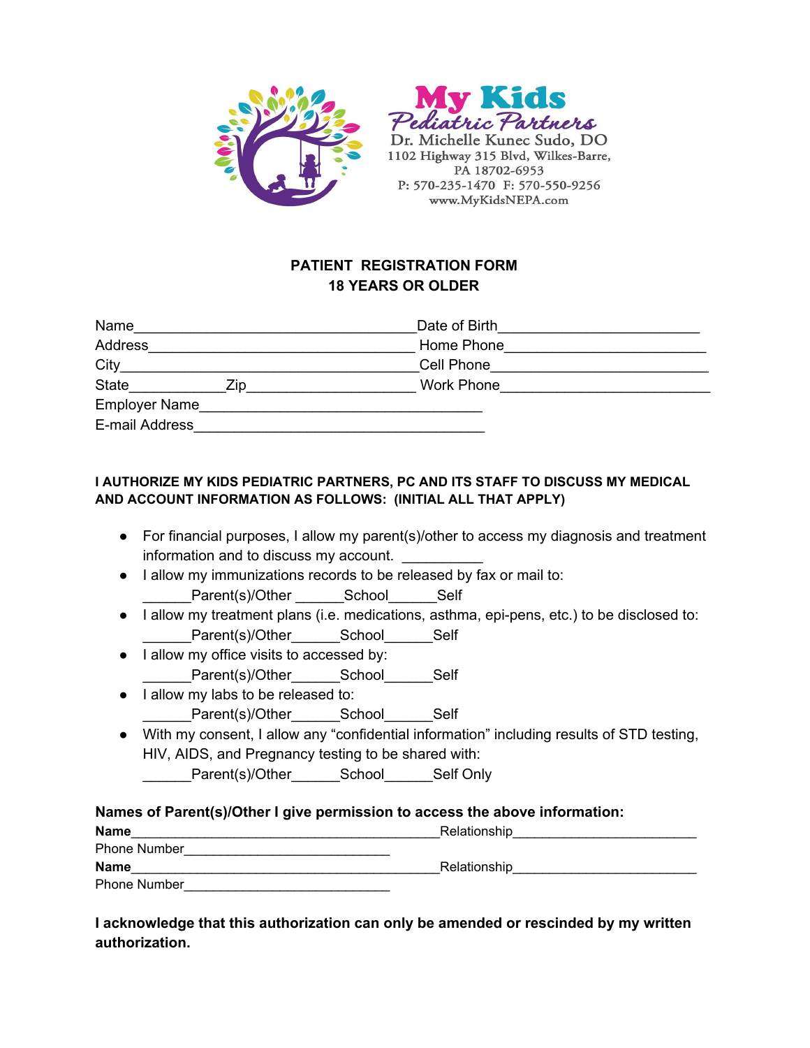**My Kids**
*Pediatric Partners*
Dr. Michelle Kunec Sudo, DO
1102 Highway 315 Blvd, Wilkes-Barre,
PA 18702-6953
P: 570-235-1470 F: 570-550-9256
www.MyKidsNEPA.com

## PATIENT REGISTRATION FORM
## 18 YEARS OR OLDER

Name___________________________________ Date of Birth_________________________

Address_________________________________ Home Phone_________________________

City____________________________________ Cell Phone__________________________

State___________ Zip_____________________ Work Phone__________________________

Employer Name___________________________________

E-mail Address____________________________________

**I AUTHORIZE MY KIDS PEDIATRIC PARTNERS, PC AND ITS STAFF TO DISCUSS MY MEDICAL AND ACCOUNT INFORMATION AS FOLLOWS: (INITIAL ALL THAT APPLY)**

- For financial purposes, I allow my parent(s)/other to access my diagnosis and treatment information and to discuss my account. __________
- I allow my immunizations records to be released by fax or mail to:
  ______Parent(s)/Other ______School______Self
- I allow my treatment plans (i.e. medications, asthma, epi-pens, etc.) to be disclosed to:
  ______Parent(s)/Other______School______Self
- I allow my office visits to accessed by:
  ______Parent(s)/Other______School______Self
- I allow my labs to be released to:
  ______Parent(s)/Other______School______Self
- With my consent, I allow any "confidential information" including results of STD testing, HIV, AIDS, and Pregnancy testing to be shared with:
  ______Parent(s)/Other______School______Self Only

**Names of Parent(s)/Other I give permission to access the above information:**

**Name**________________________________________ Relationship________________________

Phone Number____________________________

**Name**________________________________________ Relationship________________________

Phone Number____________________________

**I acknowledge that this authorization can only be amended or rescinded by my written authorization.**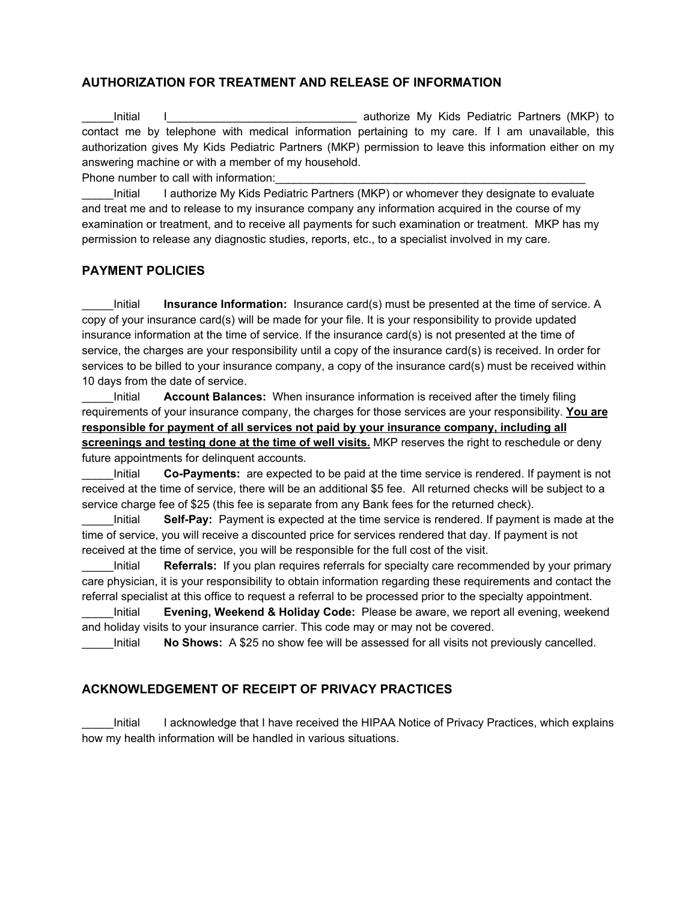## AUTHORIZATION FOR TREATMENT AND RELEASE OF INFORMATION

_____Initial I______________________________ authorize My Kids Pediatric Partners (MKP) to contact me by telephone with medical information pertaining to my care. If I am unavailable, this authorization gives My Kids Pediatric Partners (MKP) permission to leave this information either on my answering machine or with a member of my household.

Phone number to call with information:_____________________________________________________

_____Initial I authorize My Kids Pediatric Partners (MKP) or whomever they designate to evaluate and treat me and to release to my insurance company any information acquired in the course of my examination or treatment, and to receive all payments for such examination or treatment. MKP has my permission to release any diagnostic studies, reports, etc., to a specialist involved in my care.

## PAYMENT POLICIES

_____Initial **Insurance Information:** Insurance card(s) must be presented at the time of service. A copy of your insurance card(s) will be made for your file. It is your responsibility to provide updated insurance information at the time of service. If the insurance card(s) is not presented at the time of service, the charges are your responsibility until a copy of the insurance card(s) is received. In order for services to be billed to your insurance company, a copy of the insurance card(s) must be received within 10 days from the date of service.

_____Initial **Account Balances:** When insurance information is received after the timely filing requirements of your insurance company, the charges for those services are your responsibility. **<u>You are responsible for payment of all services not paid by your insurance company, including all screenings and testing done at the time of well visits.</u>** MKP reserves the right to reschedule or deny future appointments for delinquent accounts.

_____Initial **Co-Payments:** are expected to be paid at the time service is rendered. If payment is not received at the time of service, there will be an additional $5 fee. All returned checks will be subject to a service charge fee of $25 (this fee is separate from any Bank fees for the returned check).

_____Initial **Self-Pay:** Payment is expected at the time service is rendered. If payment is made at the time of service, you will receive a discounted price for services rendered that day. If payment is not received at the time of service, you will be responsible for the full cost of the visit.

_____Initial **Referrals:** If you plan requires referrals for specialty care recommended by your primary care physician, it is your responsibility to obtain information regarding these requirements and contact the referral specialist at this office to request a referral to be processed prior to the specialty appointment.

_____Initial **Evening, Weekend & Holiday Code:** Please be aware, we report all evening, weekend and holiday visits to your insurance carrier. This code may or may not be covered.

_____Initial **No Shows:** A $25 no show fee will be assessed for all visits not previously cancelled.

## ACKNOWLEDGEMENT OF RECEIPT OF PRIVACY PRACTICES

_____Initial I acknowledge that I have received the HIPAA Notice of Privacy Practices, which explains how my health information will be handled in various situations.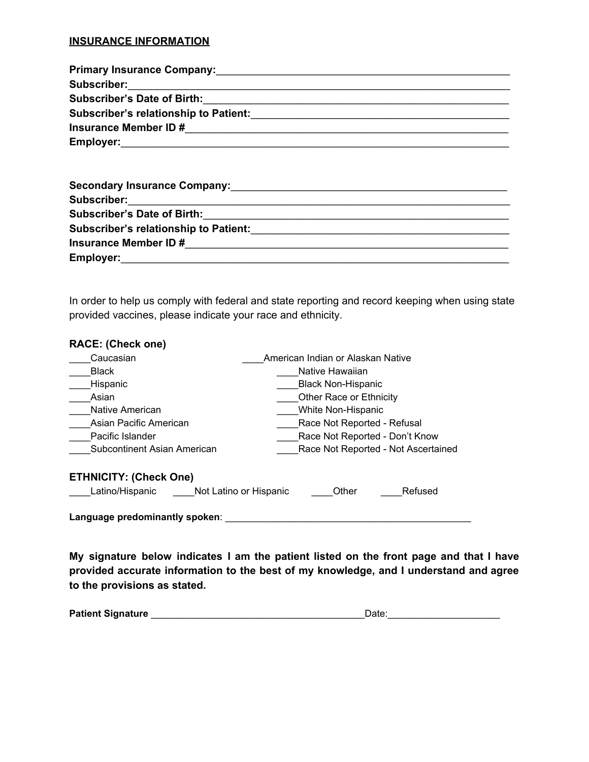**INSURANCE INFORMATION**

**Primary Insurance Company:**___________________________________________________
**Subscriber:**___________________________________________________________________
**Subscriber's Date of Birth:**_____________________________________________________
**Subscriber's relationship to Patient:**______________________________________________
**Insurance Member ID #**_________________________________________________________
**Employer:**____________________________________________________________________

**Secondary Insurance Company:**_________________________________________________
**Subscriber:**___________________________________________________________________
**Subscriber's Date of Birth:**_____________________________________________________
**Subscriber's relationship to Patient:**______________________________________________
**Insurance Member ID #**_________________________________________________________
**Employer:**____________________________________________________________________

In order to help us comply with federal and state reporting and record keeping when using state provided vaccines, please indicate your race and ethnicity.

**RACE: (Check one)**

____Caucasian
____Black
____Hispanic
____Asian
____Native American
____Asian Pacific American
____Pacific Islander
____Subcontinent Asian American
____American Indian or Alaskan Native
____Native Hawaiian
____Black Non-Hispanic
____Other Race or Ethnicity
____White Non-Hispanic
____Race Not Reported - Refusal
____Race Not Reported - Don't Know
____Race Not Reported - Not Ascertained

**ETHNICITY: (Check One)**

____Latino/Hispanic ____Not Latino or Hispanic ____Other ____Refused

**Language predominantly spoken**: _______________________________________________

**My signature below indicates I am the patient listed on the front page and that I have provided accurate information to the best of my knowledge, and I understand and agree to the provisions as stated.**

**Patient Signature** ________________________________________Date:____________________